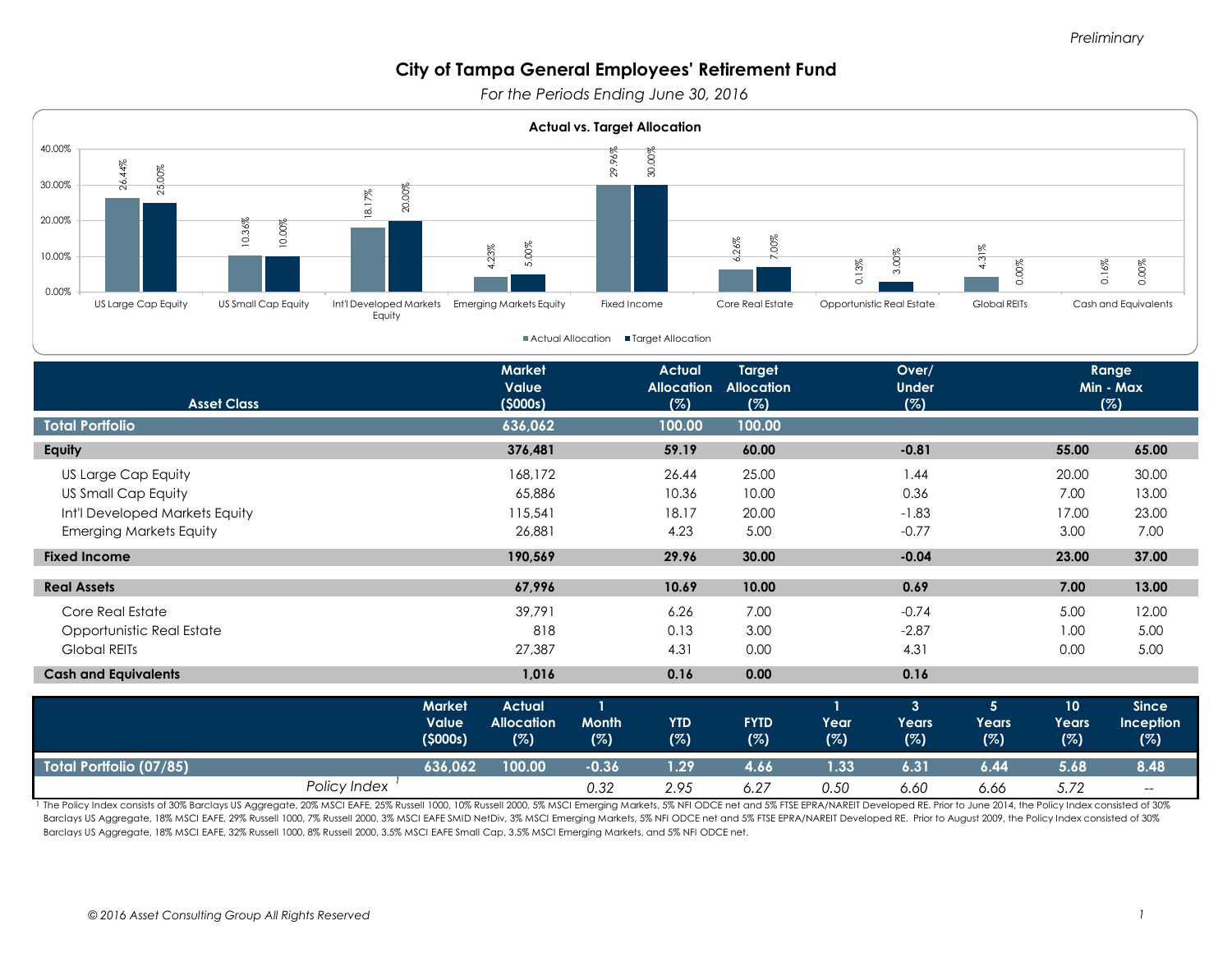*Preliminary*

# City of Tampa General Employees' Retirement Fund

*For the Periods Ending June 30, 2016*

## Actual vs. Target Allocation

| Asset Class | Actual Allocation | Target Allocation |
| --- | --- | --- |
| US Large Cap Equity | 26.44% | 25.00% |
| US Small Cap Equity | 10.36% | 10.00% |
| Int'l Developed Markets Equity | 18.17% | 20.00% |
| Emerging Markets Equity | 4.23% | 5.00% |
| Fixed Income | 29.96% | 30.00% |
| Core Real Estate | 6.26% | 7.00% |
| Opportunistic Real Estate | 0.13% | 3.00% |
| Global REITs | 4.31% | 0.00% |
| Cash and Equivalents | 0.16% | 0.00% |

| Asset Class | Market Value ($000s) | Actual Allocation (%) | Target Allocation (%) | Over/ Under (%) | Range Min (%) | Range Max (%) |
| --- | --- | --- | --- | --- | --- | --- |
| **Total Portfolio** | **636,062** | **100.00** | **100.00** | | | |
| **Equity** | **376,481** | **59.19** | **60.00** | **-0.81** | **55.00** | **65.00** |
| US Large Cap Equity | 168,172 | 26.44 | 25.00 | 1.44 | 20.00 | 30.00 |
| US Small Cap Equity | 65,886 | 10.36 | 10.00 | 0.36 | 7.00 | 13.00 |
| Int'l Developed Markets Equity | 115,541 | 18.17 | 20.00 | -1.83 | 17.00 | 23.00 |
| Emerging Markets Equity | 26,881 | 4.23 | 5.00 | -0.77 | 3.00 | 7.00 |
| **Fixed Income** | **190,569** | **29.96** | **30.00** | **-0.04** | **23.00** | **37.00** |
| **Real Assets** | **67,996** | **10.69** | **10.00** | **0.69** | **7.00** | **13.00** |
| Core Real Estate | 39,791 | 6.26 | 7.00 | -0.74 | 5.00 | 12.00 |
| Opportunistic Real Estate | 818 | 0.13 | 3.00 | -2.87 | 1.00 | 5.00 |
| Global REITs | 27,387 | 4.31 | 0.00 | 4.31 | 0.00 | 5.00 |
| **Cash and Equivalents** | **1,016** | **0.16** | **0.00** | **0.16** | | |

| | Market Value ($000s) | Actual Allocation (%) | 1 Month (%) | YTD (%) | FYTD (%) | 1 Year (%) | 3 Years (%) | 5 Years (%) | 10 Years (%) | Since Inception (%) |
| --- | --- | --- | --- | --- | --- | --- | --- | --- | --- | --- |
| **Total Portfolio (07/85)** | **636,062** | **100.00** | **-0.36** | **1.29** | **4.66** | **1.33** | **6.31** | **6.44** | **5.68** | **8.48** |
| *Policy Index* [1] | | | *0.32* | *2.95* | *6.27* | *0.50* | *6.60* | *6.66* | *5.72* | -- |

[1] The Policy Index consists of 30% Barclays US Aggregate, 20% MSCI EAFE, 25% Russell 1000, 10% Russell 2000, 5% MSCI Emerging Markets, 5% NFI ODCE net and 5% FTSE EPRA/NAREIT Developed RE. Prior to June 2014, the Policy Index consisted of 30% Barclays US Aggregate, 18% MSCI EAFE, 29% Russell 1000, 7% Russell 2000, 3% MSCI EAFE SMID NetDiv, 3% MSCI Emerging Markets, 5% NFI ODCE net and 5% FTSE EPRA/NAREIT Developed RE. Prior to August 2009, the Policy Index consisted of 30% Barclays US Aggregate, 18% MSCI EAFE, 32% Russell 1000, 8% Russell 2000, 3.5% MSCI EAFE Small Cap, 3.5% MSCI Emerging Markets, and 5% NFI ODCE net.

*© 2016 Asset Consulting Group All Rights Reserved*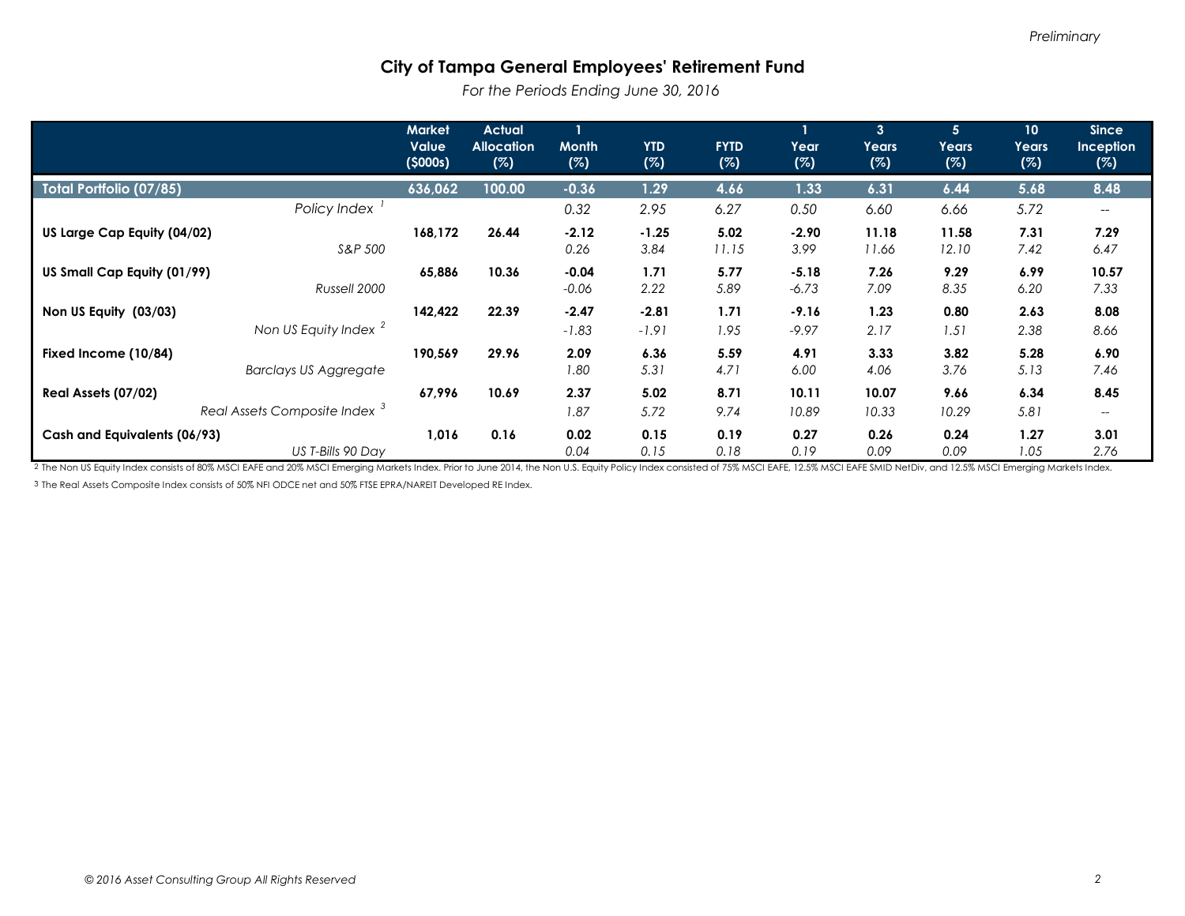*Preliminary*

# City of Tampa General Employees' Retirement Fund

*For the Periods Ending June 30, 2016*

| | Market Value ($000s) | Actual Allocation (%) | 1 Month (%) | YTD (%) | FYTD (%) | 1 Year (%) | 3 Years (%) | 5 Years (%) | 10 Years (%) | Since Inception (%) |
|---|---|---|---|---|---|---|---|---|---|---|
| **Total Portfolio (07/85)** | **636,062** | **100.00** | **-0.36** | **1.29** | **4.66** | **1.33** | **6.31** | **6.44** | **5.68** | **8.48** |
| *Policy Index [1]* | | | *0.32* | *2.95* | *6.27* | *0.50* | *6.60* | *6.66* | *5.72* | -- |
| **US Large Cap Equity (04/02)** | **168,172** | **26.44** | **-2.12** | **-1.25** | **5.02** | **-2.90** | **11.18** | **11.58** | **7.31** | **7.29** |
| *S&P 500* | | | *0.26* | *3.84* | *11.15* | *3.99* | *11.66* | *12.10* | *7.42* | *6.47* |
| **US Small Cap Equity (01/99)** | **65,886** | **10.36** | **-0.04** | **1.71** | **5.77** | **-5.18** | **7.26** | **9.29** | **6.99** | **10.57** |
| *Russell 2000* | | | *-0.06* | *2.22* | *5.89* | *-6.73* | *7.09* | *8.35* | *6.20* | *7.33* |
| **Non US Equity (03/03)** | **142,422** | **22.39** | **-2.47** | **-2.81** | **1.71** | **-9.16** | **1.23** | **0.80** | **2.63** | **8.08** |
| *Non US Equity Index [2]* | | | *-1.83* | *-1.91* | *1.95* | *-9.97* | *2.17* | *1.51* | *2.38* | *8.66* |
| **Fixed Income (10/84)** | **190,569** | **29.96** | **2.09** | **6.36** | **5.59** | **4.91** | **3.33** | **3.82** | **5.28** | **6.90** |
| *Barclays US Aggregate* | | | *1.80* | *5.31* | *4.71* | *6.00* | *4.06* | *3.76* | *5.13* | *7.46* |
| **Real Assets (07/02)** | **67,996** | **10.69** | **2.37** | **5.02** | **8.71** | **10.11** | **10.07** | **9.66** | **6.34** | **8.45** |
| *Real Assets Composite Index [3]* | | | *1.87* | *5.72* | *9.74* | *10.89* | *10.33* | *10.29* | *5.81* | -- |
| **Cash and Equivalents (06/93)** | **1,016** | **0.16** | **0.02** | **0.15** | **0.19** | **0.27** | **0.26** | **0.24** | **1.27** | **3.01** |
| *US T-Bills 90 Day* | | | *0.04* | *0.15* | *0.18* | *0.19* | *0.09* | *0.09* | *1.05* | *2.76* |

2 The Non US Equity Index consists of 80% MSCI EAFE and 20% MSCI Emerging Markets Index. Prior to June 2014, the Non U.S. Equity Policy Index consisted of 75% MSCI EAFE, 12.5% MSCI EAFE SMID NetDiv, and 12.5% MSCI Emerging Markets Index.

3 The Real Assets Composite Index consists of 50% NFI ODCE net and 50% FTSE EPRA/NAREIT Developed RE Index.

*© 2016 Asset Consulting Group All Rights Reserved*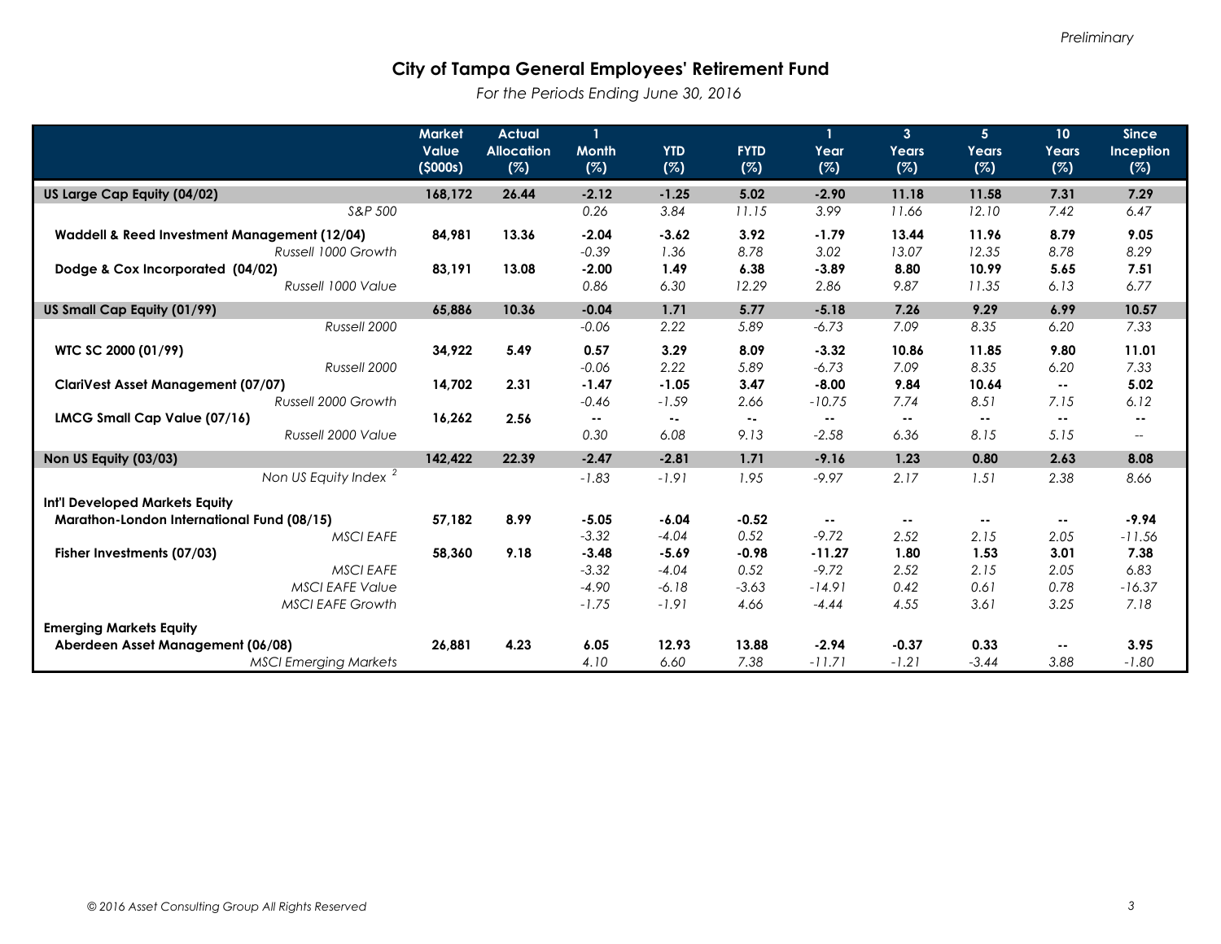Preliminary

# City of Tampa General Employees' Retirement Fund

*For the Periods Ending June 30, 2016*

| | Market Value ($000s) | Actual Allocation (%) | 1 Month (%) | YTD (%) | FYTD (%) | 1 Year (%) | 3 Years (%) | 5 Years (%) | 10 Years (%) | Since Inception (%) |
|---|---|---|---|---|---|---|---|---|---|---|
| **US Large Cap Equity (04/02)** | **168,172** | **26.44** | **-2.12** | **-1.25** | **5.02** | **-2.90** | **11.18** | **11.58** | **7.31** | **7.29** |
| *S&P 500* | | | *0.26* | *3.84* | *11.15* | *3.99* | *11.66* | *12.10* | *7.42* | *6.47* |
| **Waddell & Reed Investment Management (12/04)** | **84,981** | **13.36** | **-2.04** | **-3.62** | **3.92** | **-1.79** | **13.44** | **11.96** | **8.79** | **9.05** |
| *Russell 1000 Growth* | | | *-0.39* | *1.36* | *8.78* | *3.02* | *13.07* | *12.35* | *8.78* | *8.29* |
| **Dodge & Cox Incorporated (04/02)** | **83,191** | **13.08** | **-2.00** | **1.49** | **6.38** | **-3.89** | **8.80** | **10.99** | **5.65** | **7.51** |
| *Russell 1000 Value* | | | *0.86* | *6.30* | *12.29* | *2.86* | *9.87* | *11.35* | *6.13* | *6.77* |
| **US Small Cap Equity (01/99)** | **65,886** | **10.36** | **-0.04** | **1.71** | **5.77** | **-5.18** | **7.26** | **9.29** | **6.99** | **10.57** |
| *Russell 2000* | | | *-0.06* | *2.22* | *5.89* | *-6.73* | *7.09* | *8.35* | *6.20* | *7.33* |
| **WTC SC 2000 (01/99)** | **34,922** | **5.49** | **0.57** | **3.29** | **8.09** | **-3.32** | **10.86** | **11.85** | **9.80** | **11.01** |
| *Russell 2000* | | | *-0.06* | *2.22* | *5.89* | *-6.73* | *7.09* | *8.35* | *6.20* | *7.33* |
| **ClariVest Asset Management (07/07)** | **14,702** | **2.31** | **-1.47** | **-1.05** | **3.47** | **-8.00** | **9.84** | **10.64** | **--** | **5.02** |
| *Russell 2000 Growth* | | | *-0.46* | *-1.59* | *2.66* | *-10.75* | *7.74* | *8.51* | *7.15* | *6.12* |
| **LMCG Small Cap Value (07/16)** | **16,262** | **2.56** | **--** | **--** | **--** | **--** | **--** | **--** | **--** | **--** |
| *Russell 2000 Value* | | | *0.30* | *6.08* | *9.13* | *-2.58* | *6.36* | *8.15* | *5.15* | *--* |
| **Non US Equity (03/03)** | **142,422** | **22.39** | **-2.47** | **-2.81** | **1.71** | **-9.16** | **1.23** | **0.80** | **2.63** | **8.08** |
| *Non US Equity Index [2]* | | | *-1.83* | *-1.91* | *1.95* | *-9.97* | *2.17* | *1.51* | *2.38* | *8.66* |
| **Int'l Developed Markets Equity** | | | | | | | | | | |
| **Marathon-London International Fund (08/15)** | **57,182** | **8.99** | **-5.05** | **-6.04** | **-0.52** | **--** | **--** | **--** | **--** | **-9.94** |
| *MSCI EAFE* | | | *-3.32* | *-4.04* | *0.52* | *-9.72* | *2.52* | *2.15* | *2.05* | *-11.56* |
| **Fisher Investments (07/03)** | **58,360** | **9.18** | **-3.48** | **-5.69** | **-0.98** | **-11.27** | **1.80** | **1.53** | **3.01** | **7.38** |
| *MSCI EAFE* | | | *-3.32* | *-4.04* | *0.52* | *-9.72* | *2.52* | *2.15* | *2.05* | *6.83* |
| *MSCI EAFE Value* | | | *-4.90* | *-6.18* | *-3.63* | *-14.91* | *0.42* | *0.61* | *0.78* | *-16.37* |
| *MSCI EAFE Growth* | | | *-1.75* | *-1.91* | *4.66* | *-4.44* | *4.55* | *3.61* | *3.25* | *7.18* |
| **Emerging Markets Equity** | | | | | | | | | | |
| **Aberdeen Asset Management (06/08)** | **26,881** | **4.23** | **6.05** | **12.93** | **13.88** | **-2.94** | **-0.37** | **0.33** | **--** | **3.95** |
| *MSCI Emerging Markets* | | | *4.10* | *6.60* | *7.38* | *-11.71* | *-1.21* | *-3.44* | *3.88* | *-1.80* |

*© 2016 Asset Consulting Group All Rights Reserved*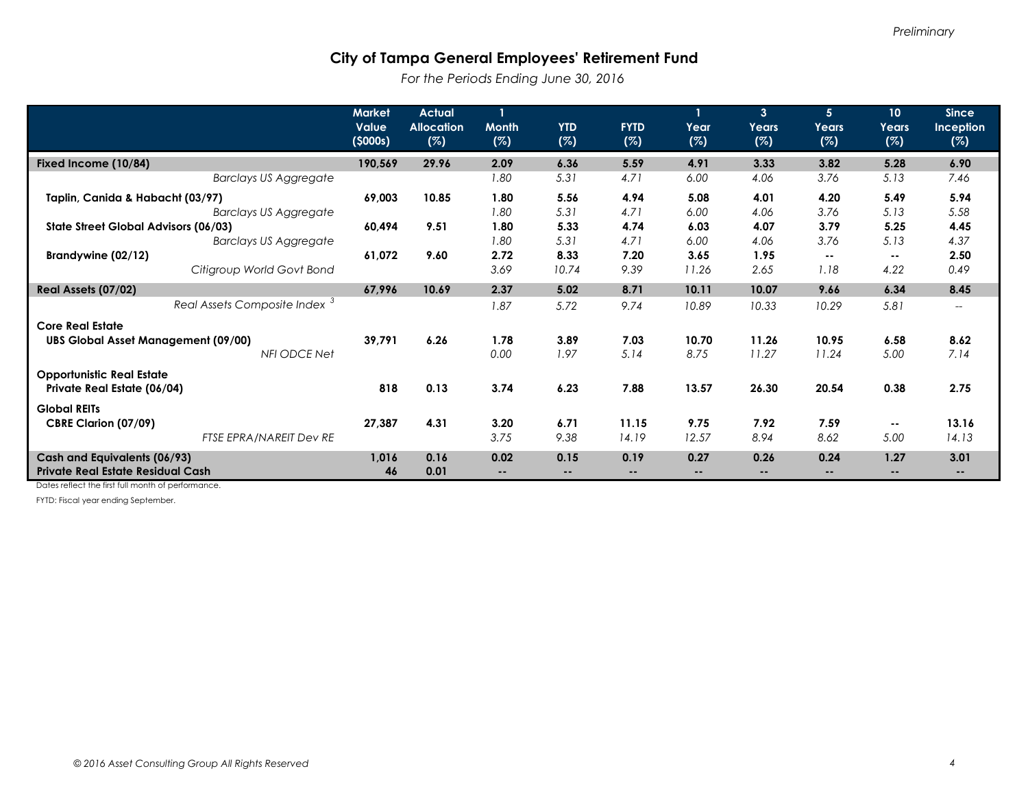*Preliminary*

# City of Tampa General Employees' Retirement Fund

*For the Periods Ending June 30, 2016*

| | Market Value ($000s) | Actual Allocation (%) | 1 Month (%) | YTD (%) | FYTD (%) | 1 Year (%) | 3 Years (%) | 5 Years (%) | 10 Years (%) | Since Inception (%) |
|---|---|---|---|---|---|---|---|---|---|---|
| **Fixed Income (10/84)** | **190,569** | **29.96** | **2.09** | **6.36** | **5.59** | **4.91** | **3.33** | **3.82** | **5.28** | **6.90** |
| *Barclays US Aggregate* | | | *1.80* | *5.31* | *4.71* | *6.00* | *4.06* | *3.76* | *5.13* | *7.46* |
| **Taplin, Canida & Habacht (03/97)** | **69,003** | **10.85** | **1.80** | **5.56** | **4.94** | **5.08** | **4.01** | **4.20** | **5.49** | **5.94** |
| *Barclays US Aggregate* | | | *1.80* | *5.31* | *4.71* | *6.00* | *4.06* | *3.76* | *5.13* | *5.58* |
| **State Street Global Advisors (06/03)** | **60,494** | **9.51** | **1.80** | **5.33** | **4.74** | **6.03** | **4.07** | **3.79** | **5.25** | **4.45** |
| *Barclays US Aggregate* | | | *1.80* | *5.31* | *4.71* | *6.00* | *4.06* | *3.76* | *5.13* | *4.37* |
| **Brandywine (02/12)** | **61,072** | **9.60** | **2.72** | **8.33** | **7.20** | **3.65** | **1.95** | **--** | **--** | **2.50** |
| *Citigroup World Govt Bond* | | | *3.69* | *10.74* | *9.39* | *11.26* | *2.65* | *1.18* | *4.22* | *0.49* |
| **Real Assets (07/02)** | **67,996** | **10.69** | **2.37** | **5.02** | **8.71** | **10.11** | **10.07** | **9.66** | **6.34** | **8.45** |
| *Real Assets Composite Index [3]* | | | *1.87* | *5.72* | *9.74* | *10.89* | *10.33* | *10.29* | *5.81* | *--* |
| **Core Real Estate** | | | | | | | | | | |
| **UBS Global Asset Management (09/00)** | **39,791** | **6.26** | **1.78** | **3.89** | **7.03** | **10.70** | **11.26** | **10.95** | **6.58** | **8.62** |
| *NFI ODCE Net* | | | *0.00* | *1.97* | *5.14* | *8.75* | *11.27* | *11.24* | *5.00* | *7.14* |
| **Opportunistic Real Estate** | | | | | | | | | | |
| **Private Real Estate (06/04)** | **818** | **0.13** | **3.74** | **6.23** | **7.88** | **13.57** | **26.30** | **20.54** | **0.38** | **2.75** |
| **Global REITs** | | | | | | | | | | |
| **CBRE Clarion (07/09)** | **27,387** | **4.31** | **3.20** | **6.71** | **11.15** | **9.75** | **7.92** | **7.59** | **--** | **13.16** |
| *FTSE EPRA/NAREIT Dev RE* | | | *3.75* | *9.38* | *14.19* | *12.57* | *8.94* | *8.62* | *5.00* | *14.13* |
| **Cash and Equivalents (06/93)** | **1,016** | **0.16** | **0.02** | **0.15** | **0.19** | **0.27** | **0.26** | **0.24** | **1.27** | **3.01** |
| **Private Real Estate Residual Cash** | **46** | **0.01** | **--** | **--** | **--** | **--** | **--** | **--** | **--** | **--** |

Dates reflect the first full month of performance.

FYTD: Fiscal year ending September.

*© 2016 Asset Consulting Group All Rights Reserved*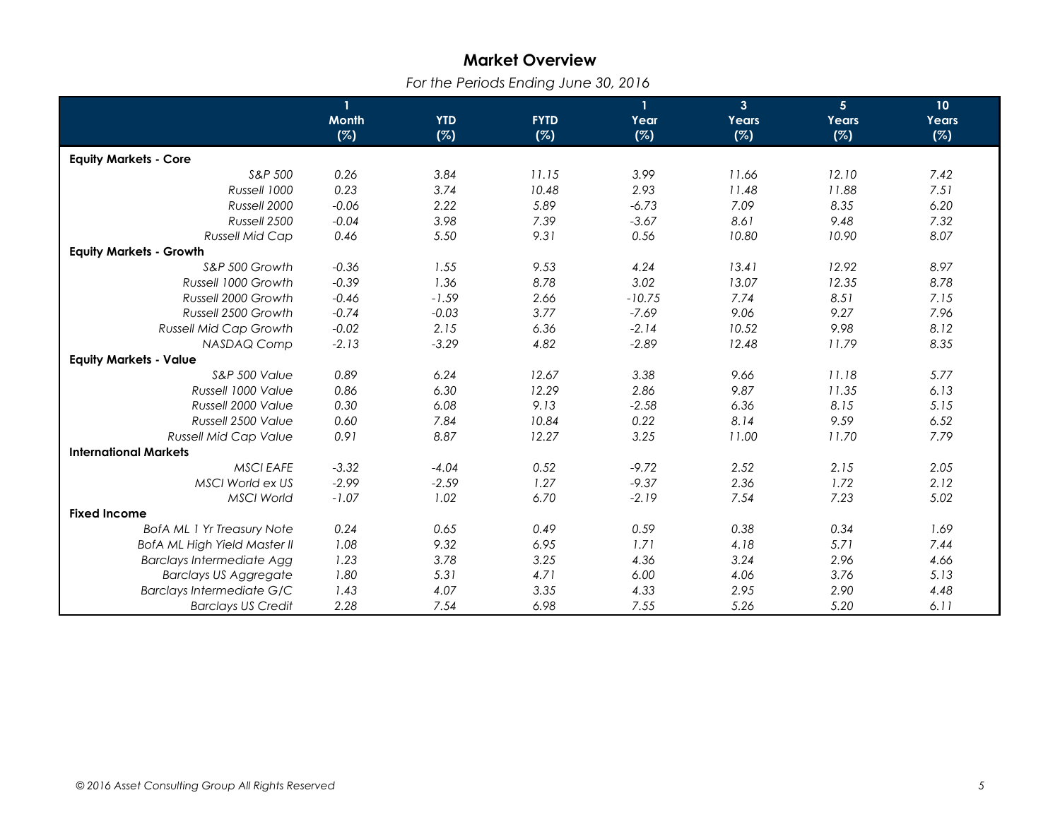# Market Overview

*For the Periods Ending June 30, 2016*

| | 1 Month (%) | YTD (%) | FYTD (%) | 1 Year (%) | 3 Years (%) | 5 Years (%) | 10 Years (%) |
|---|---|---|---|---|---|---|---|
| **Equity Markets - Core** | | | | | | | |
| *S&P 500* | *0.26* | *3.84* | *11.15* | *3.99* | *11.66* | *12.10* | *7.42* |
| *Russell 1000* | *0.23* | *3.74* | *10.48* | *2.93* | *11.48* | *11.88* | *7.51* |
| *Russell 2000* | *-0.06* | *2.22* | *5.89* | *-6.73* | *7.09* | *8.35* | *6.20* |
| *Russell 2500* | *-0.04* | *3.98* | *7.39* | *-3.67* | *8.61* | *9.48* | *7.32* |
| *Russell Mid Cap* | *0.46* | *5.50* | *9.31* | *0.56* | *10.80* | *10.90* | *8.07* |
| **Equity Markets - Growth** | | | | | | | |
| *S&P 500 Growth* | *-0.36* | *1.55* | *9.53* | *4.24* | *13.41* | *12.92* | *8.97* |
| *Russell 1000 Growth* | *-0.39* | *1.36* | *8.78* | *3.02* | *13.07* | *12.35* | *8.78* |
| *Russell 2000 Growth* | *-0.46* | *-1.59* | *2.66* | *-10.75* | *7.74* | *8.51* | *7.15* |
| *Russell 2500 Growth* | *-0.74* | *-0.03* | *3.77* | *-7.69* | *9.06* | *9.27* | *7.96* |
| *Russell Mid Cap Growth* | *-0.02* | *2.15* | *6.36* | *-2.14* | *10.52* | *9.98* | *8.12* |
| *NASDAQ Comp* | *-2.13* | *-3.29* | *4.82* | *-2.89* | *12.48* | *11.79* | *8.35* |
| **Equity Markets - Value** | | | | | | | |
| *S&P 500 Value* | *0.89* | *6.24* | *12.67* | *3.38* | *9.66* | *11.18* | *5.77* |
| *Russell 1000 Value* | *0.86* | *6.30* | *12.29* | *2.86* | *9.87* | *11.35* | *6.13* |
| *Russell 2000 Value* | *0.30* | *6.08* | *9.13* | *-2.58* | *6.36* | *8.15* | *5.15* |
| *Russell 2500 Value* | *0.60* | *7.84* | *10.84* | *0.22* | *8.14* | *9.59* | *6.52* |
| *Russell Mid Cap Value* | *0.91* | *8.87* | *12.27* | *3.25* | *11.00* | *11.70* | *7.79* |
| **International Markets** | | | | | | | |
| *MSCI EAFE* | *-3.32* | *-4.04* | *0.52* | *-9.72* | *2.52* | *2.15* | *2.05* |
| *MSCI World ex US* | *-2.99* | *-2.59* | *1.27* | *-9.37* | *2.36* | *1.72* | *2.12* |
| *MSCI World* | *-1.07* | *1.02* | *6.70* | *-2.19* | *7.54* | *7.23* | *5.02* |
| **Fixed Income** | | | | | | | |
| *BofA ML 1 Yr Treasury Note* | *0.24* | *0.65* | *0.49* | *0.59* | *0.38* | *0.34* | *1.69* |
| *BofA ML High Yield Master II* | *1.08* | *9.32* | *6.95* | *1.71* | *4.18* | *5.71* | *7.44* |
| *Barclays Intermediate Agg* | *1.23* | *3.78* | *3.25* | *4.36* | *3.24* | *2.96* | *4.66* |
| *Barclays US Aggregate* | *1.80* | *5.31* | *4.71* | *6.00* | *4.06* | *3.76* | *5.13* |
| *Barclays Intermediate G/C* | *1.43* | *4.07* | *3.35* | *4.33* | *2.95* | *2.90* | *4.48* |
| *Barclays US Credit* | *2.28* | *7.54* | *6.98* | *7.55* | *5.26* | *5.20* | *6.11* |

*© 2016 Asset Consulting Group All Rights Reserved*